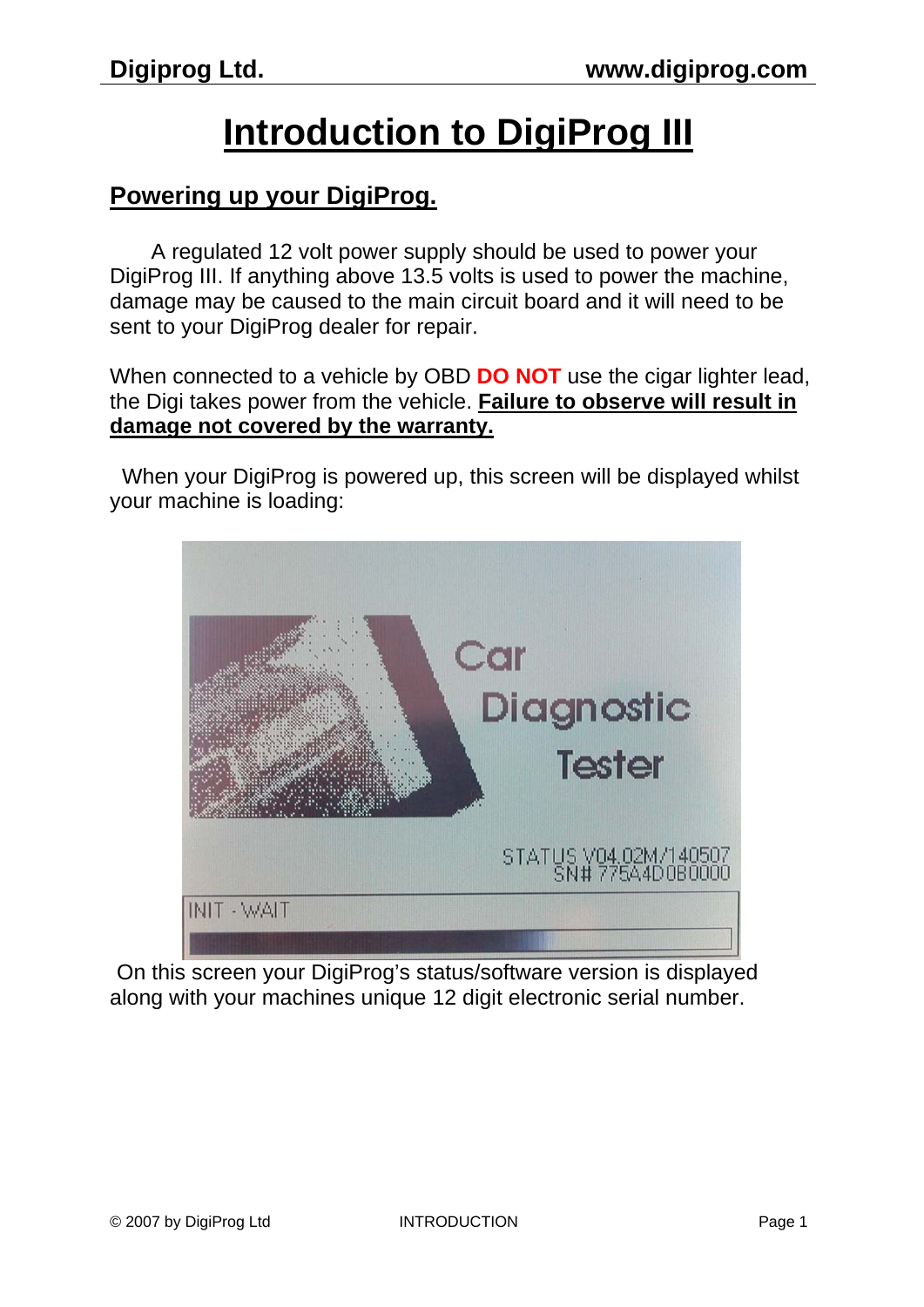# Introduction to DigiProg III

## Powering up your DigiProg.

A regulated 12 volt power supply should be used to power your DigiProg III. If anything above 13.5 volts is used to power the machine, damage may be caused to the main circuit board and it will need to be sent to your DigiProg dealer for repair.

When connected to a vehicle by OBD **DO NOT** use the cigar lighter lead, the Digi takes power from the vehicle. **Failure to observe will result in damage not covered by the warranty.**

When your DigiProg is powered up, this screen will be displayed whilst your machine is loading:

On this screen your DigiProg's status/software version is displayed along with your machines unique 12 digit electronic serial number.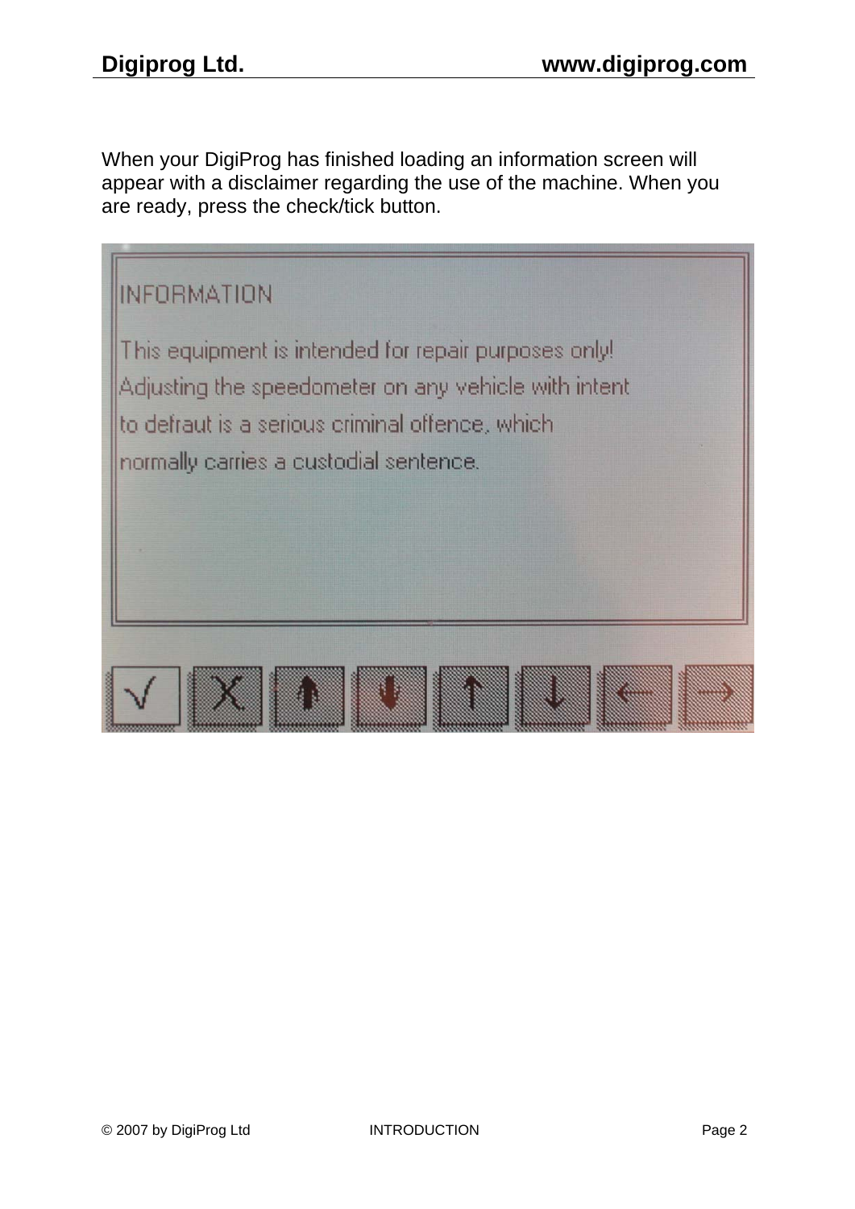When your DigiProg has finished loading an information screen will appear with a disclaimer regarding the use of the machine. When you are ready, press the check/tick button.

INFORMATION

This equipment is intended for repair purposes only!
Adjusting the speedometer on any vehicle with intent
to defraut is a serious criminal offence, which
normally carries a custodial sentence.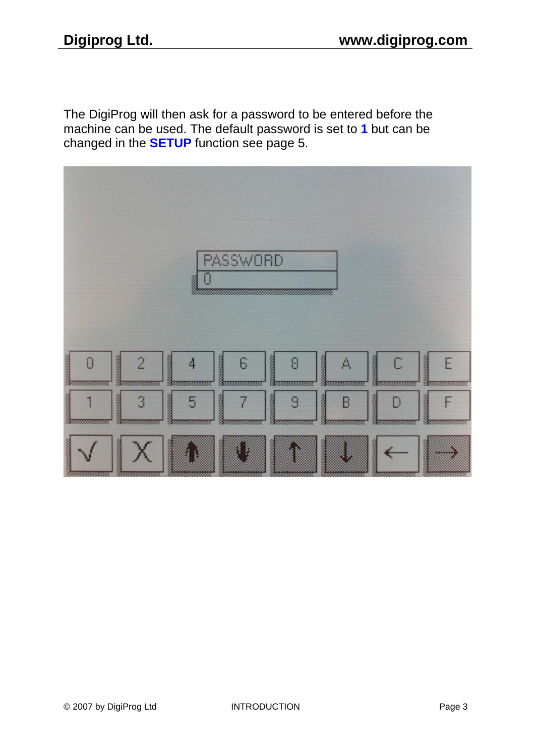The DigiProg will then ask for a password to be entered before the machine can be used. The default password is set to **1** but can be changed in the **SETUP** function see page 5.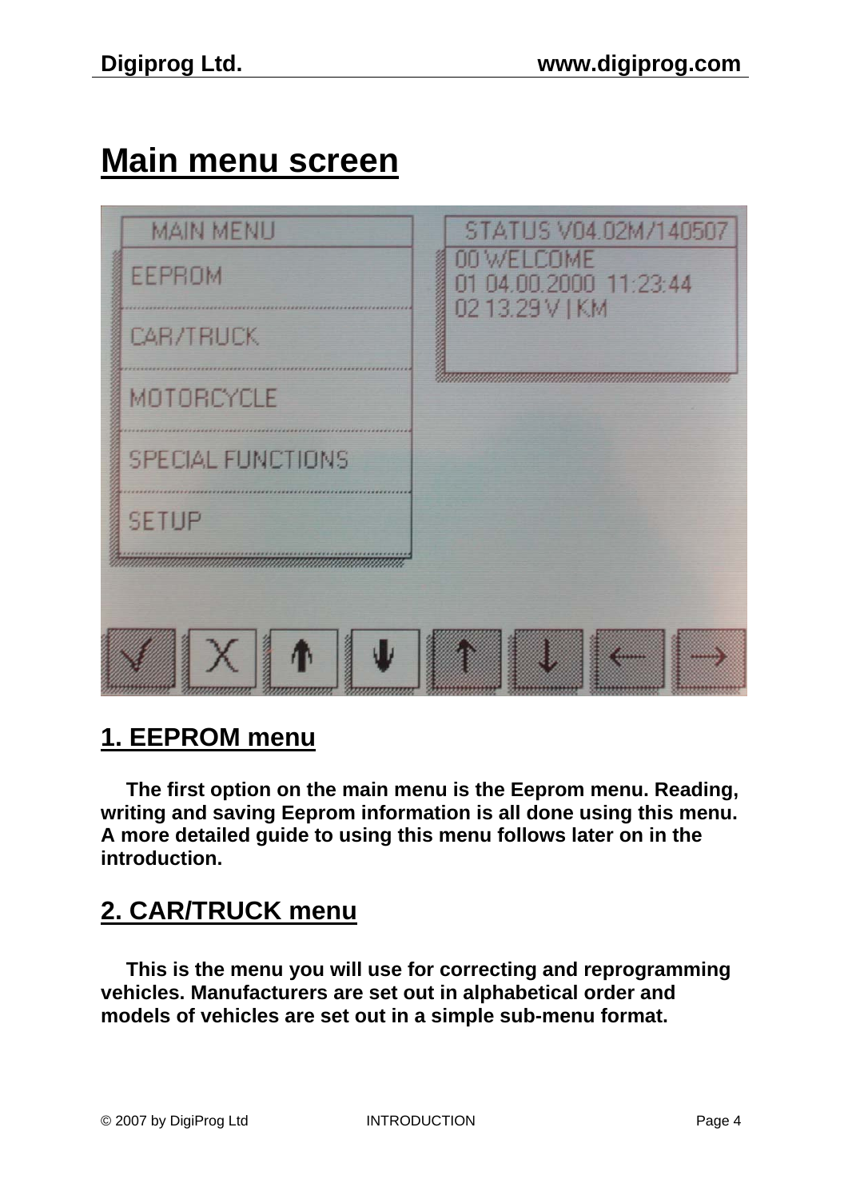# Main menu screen

## 1. EEPROM menu

The first option on the main menu is the Eeprom menu. Reading, writing and saving Eeprom information is all done using this menu. A more detailed guide to using this menu follows later on in the introduction.

## 2. CAR/TRUCK menu

This is the menu you will use for correcting and reprogramming vehicles. Manufacturers are set out in alphabetical order and models of vehicles are set out in a simple sub-menu format.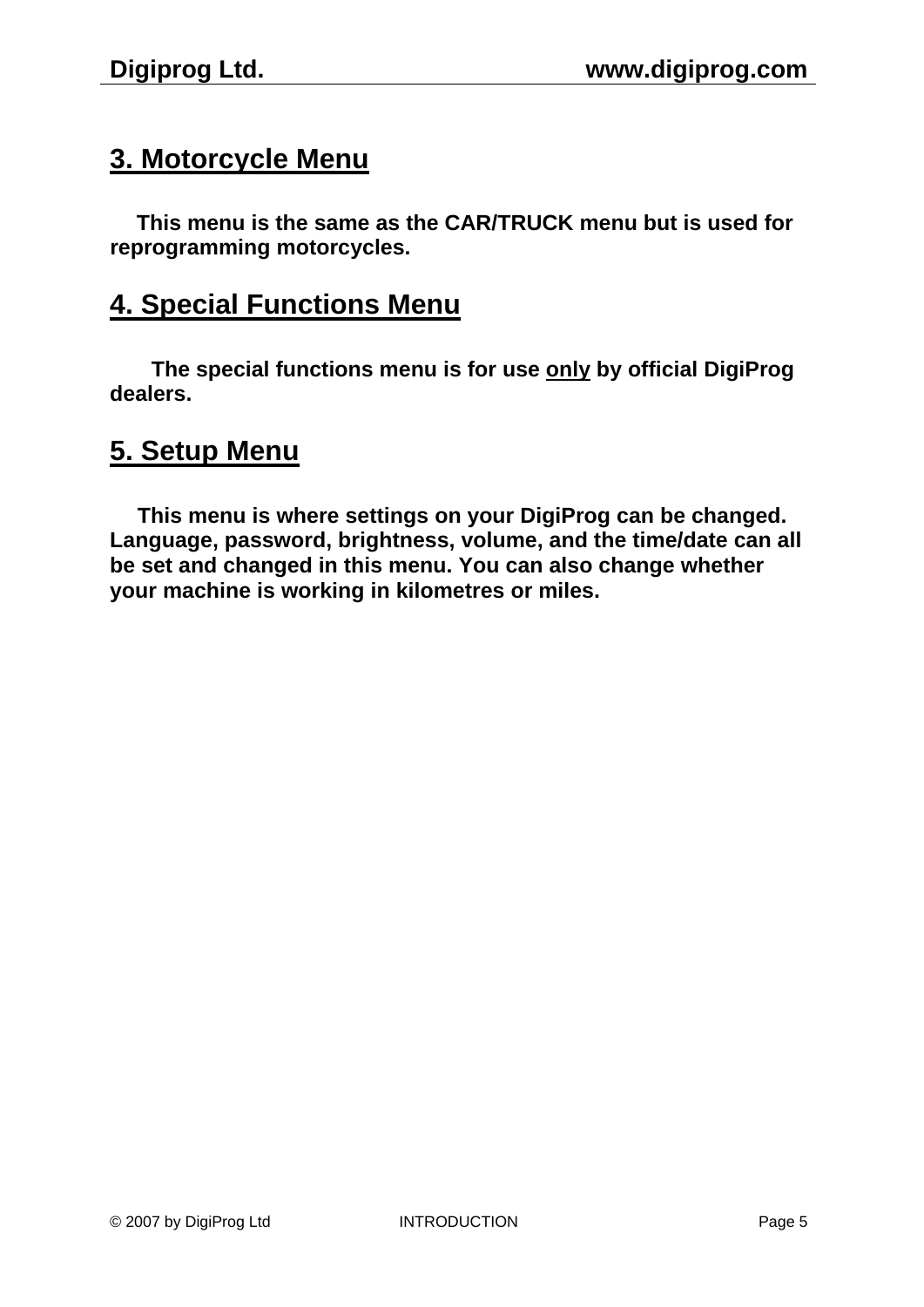## 3. Motorcycle Menu

**This menu is the same as the CAR/TRUCK menu but is used for reprogramming motorcycles.**

## 4. Special Functions Menu

**The special functions menu is for use <u>only</u> by official DigiProg dealers.**

## 5. Setup Menu

**This menu is where settings on your DigiProg can be changed. Language, password, brightness, volume, and the time/date can all be set and changed in this menu. You can also change whether your machine is working in kilometres or miles.**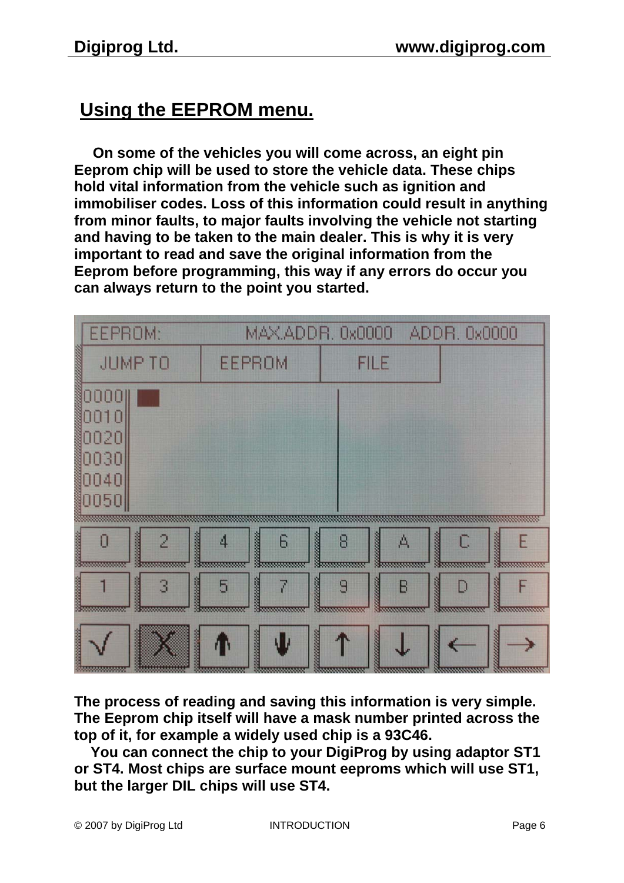# Using the EEPROM menu.

On some of the vehicles you will come across, an eight pin Eeprom chip will be used to store the vehicle data. These chips hold vital information from the vehicle such as ignition and immobiliser codes. Loss of this information could result in anything from minor faults, to major faults involving the vehicle not starting and having to be taken to the main dealer. This is why it is very important to read and save the original information from the Eeprom before programming, this way if any errors do occur you can always return to the point you started.

The process of reading and saving this information is very simple. The Eeprom chip itself will have a mask number printed across the top of it, for example a widely used chip is a 93C46.

You can connect the chip to your DigiProg by using adaptor ST1 or ST4. Most chips are surface mount eeproms which will use ST1, but the larger DIL chips will use ST4.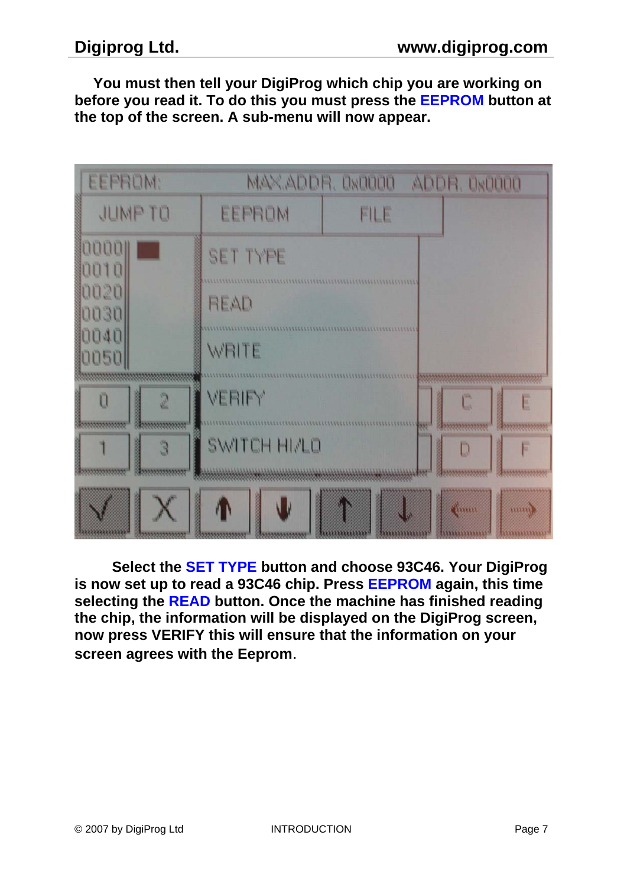**You must then tell your DigiProg which chip you are working on before you read it. To do this you must press the EEPROM button at the top of the screen. A sub-menu will now appear.**

**Select the SET TYPE button and choose 93C46. Your DigiProg is now set up to read a 93C46 chip. Press EEPROM again, this time selecting the READ button. Once the machine has finished reading the chip, the information will be displayed on the DigiProg screen, now press VERIFY this will ensure that the information on your screen agrees with the Eeprom**.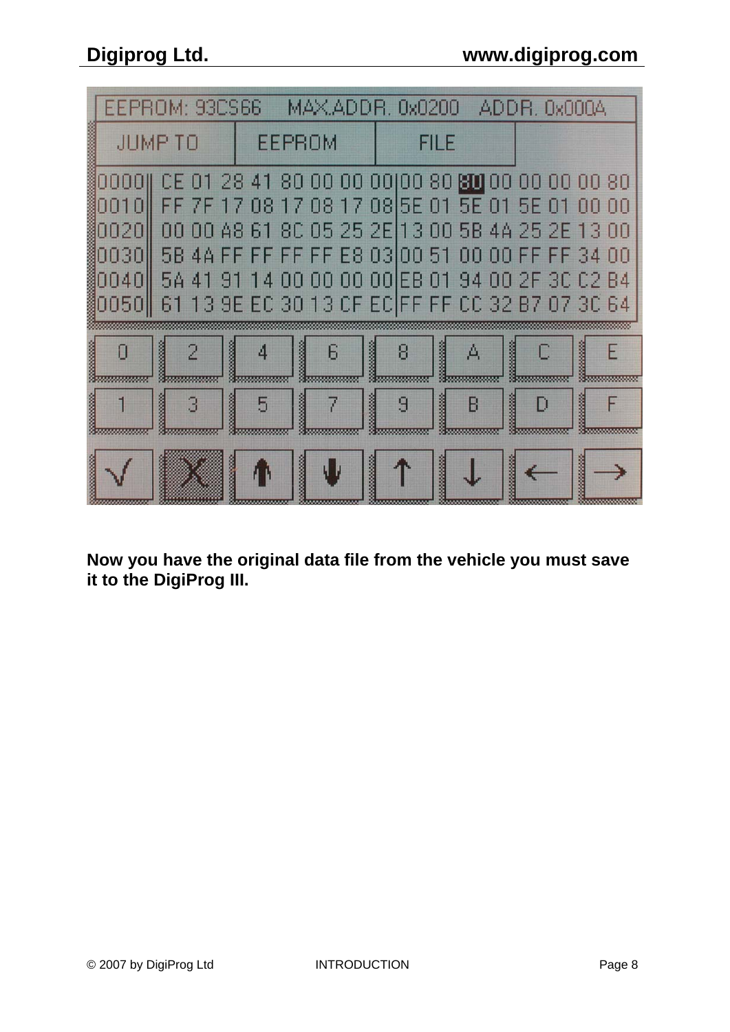Now you have the original data file from the vehicle you must save it to the DigiProg III.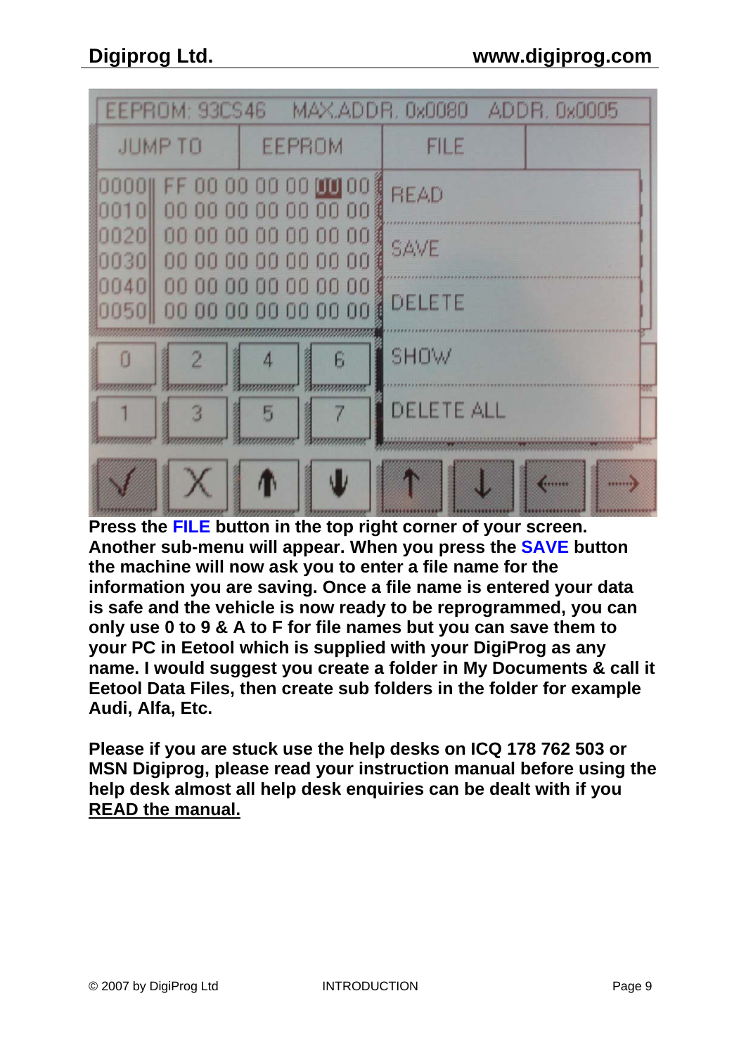**Press the FILE button in the top right corner of your screen. Another sub-menu will appear. When you press the SAVE button the machine will now ask you to enter a file name for the information you are saving. Once a file name is entered your data is safe and the vehicle is now ready to be reprogrammed, you can only use 0 to 9 & A to F for file names but you can save them to your PC in Eetool which is supplied with your DigiProg as any name. I would suggest you create a folder in My Documents & call it Eetool Data Files, then create sub folders in the folder for example Audi, Alfa, Etc.**

**Please if you are stuck use the help desks on ICQ 178 762 503 or MSN Digiprog, please read your instruction manual before using the help desk almost all help desk enquiries can be dealt with if you <u>READ the manual.</u>**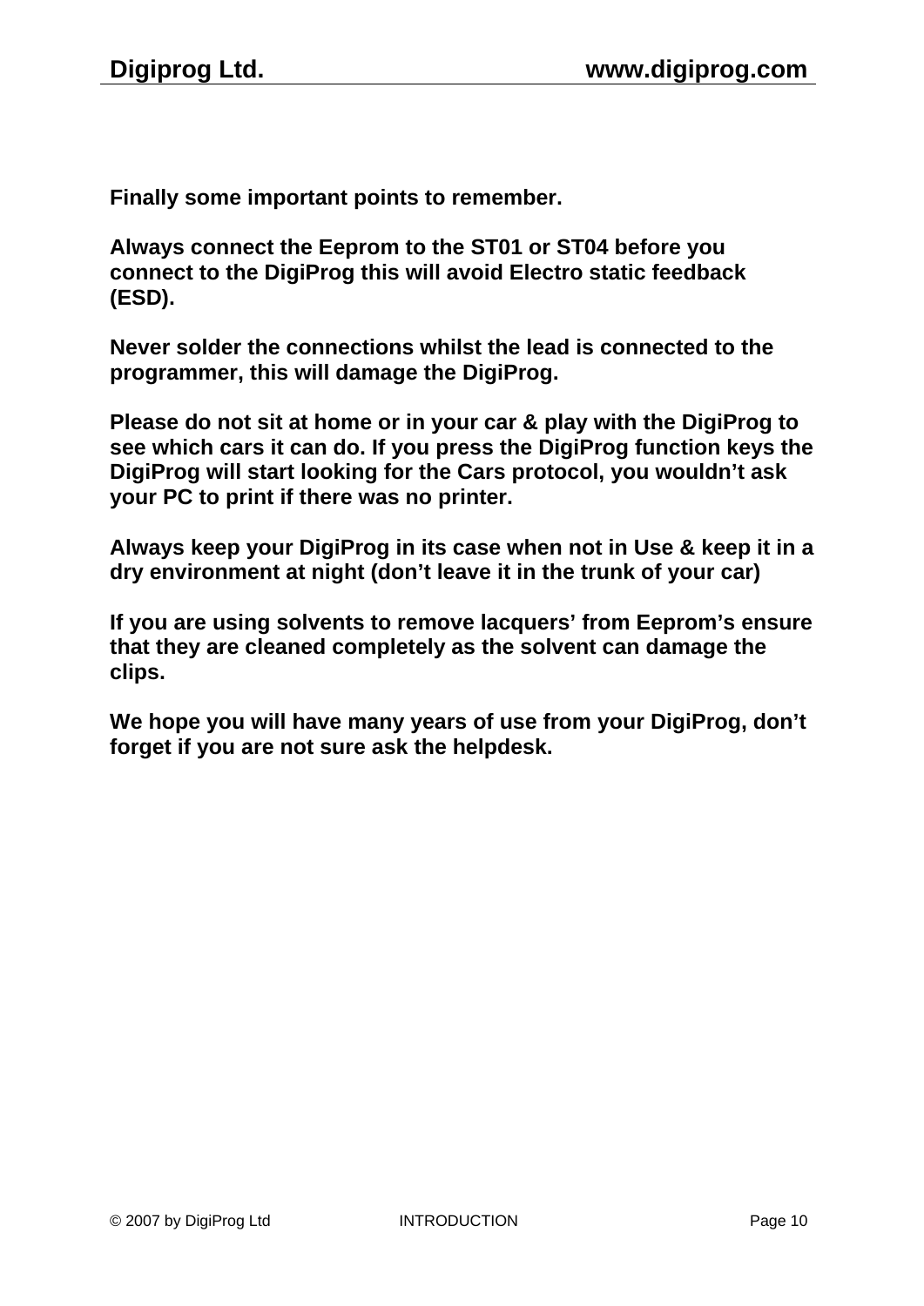**Finally some important points to remember.**

**Always connect the Eeprom to the ST01 or ST04 before you connect to the DigiProg this will avoid Electro static feedback (ESD).**

**Never solder the connections whilst the lead is connected to the programmer, this will damage the DigiProg.**

**Please do not sit at home or in your car & play with the DigiProg to see which cars it can do. If you press the DigiProg function keys the DigiProg will start looking for the Cars protocol, you wouldn't ask your PC to print if there was no printer.**

**Always keep your DigiProg in its case when not in Use & keep it in a dry environment at night (don't leave it in the trunk of your car)**

**If you are using solvents to remove lacquers' from Eeprom's ensure that they are cleaned completely as the solvent can damage the clips.**

**We hope you will have many years of use from your DigiProg, don't forget if you are not sure ask the helpdesk.**